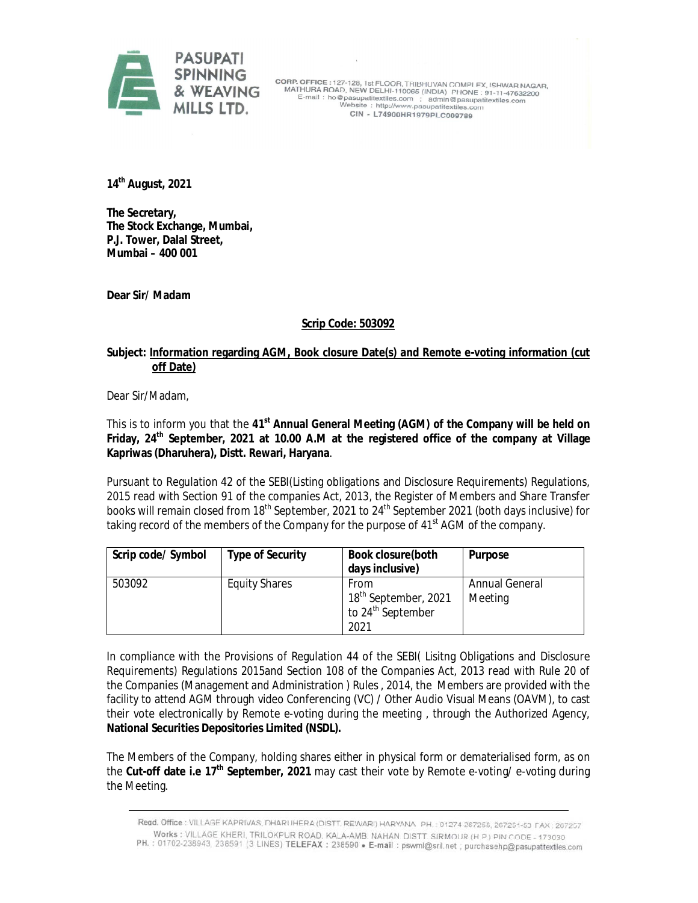**PASUPATI SPINNING & WEAVING MILLS LTD.**

CORP. OFFICE : 127-128, 1st FLOOR, TRIBHUVAN COMPLEX, ISHWAR NAGAR, MATHURA ROAD, NEW DELHI-110065 (INDIA) PHONE : 91-11-47632200
E-mail : ho@pasupatitextiles.com ; admin@pasupatitextiles.com
Website : http://www.pasupatitextiles.com
CIN - L74900HR1979PLC009789

**14th August, 2021**

**The Secretary,**
**The Stock Exchange, Mumbai,**
**P.J. Tower, Dalal Street,**
**Mumbai – 400 001**

**Dear Sir/ Madam**

**Scrip Code: 503092**

**Subject: Information regarding AGM, Book closure Date(s) and Remote e-voting information (cut off Date)**

Dear Sir/Madam,

This is to inform you that the **41st Annual General Meeting (AGM) of the Company will be held on Friday, 24th September, 2021 at 10.00 A.M at the registered office of the company at Village Kapriwas (Dharuhera), Distt. Rewari, Haryana**.

Pursuant to Regulation 42 of the SEBI(Listing obligations and Disclosure Requirements) Regulations, 2015 read with Section 91 of the companies Act, 2013, the Register of Members and Share Transfer books will remain closed from 18th September, 2021 to 24th September 2021 (both days inclusive) for taking record of the members of the Company for the purpose of 41st AGM of the company.

| Scrip code/ Symbol | Type of Security | Book closure(both days inclusive) | Purpose |
|---|---|---|---|
| 503092 | Equity Shares | From 18th September, 2021 to 24th September 2021 | Annual General Meeting |

In compliance with the Provisions of Regulation 44 of the SEBI( Lisitng Obligations and Disclosure Requirements) Regulations 2015and Section 108 of the Companies Act, 2013 read with Rule 20 of the Companies (Management and Administration ) Rules , 2014, the Members are provided with the facility to attend AGM through video Conferencing (VC) / Other Audio Visual Means (OAVM), to cast their vote electronically by Remote e-voting during the meeting , through the Authorized Agency, **National Securities Depositories Limited (NSDL).**

The Members of the Company, holding shares either in physical form or dematerialised form, as on the **Cut-off date i.e 17th September, 2021** may cast their vote by Remote e-voting/ e-voting during the Meeting.

Regd. Office : VILLAGE KAPRIVAS, DHARUHERA (DISTT. REWARI) HARYANA PH. : 01274 267258, 267251-53 FAX : 267257
Works : VILLAGE KHERI, TRILOKPUR ROAD, KALA-AMB, NAHAN, DISTT. SIRMOUR (H.P.) PIN CODE - 173030
PH. : 01702-238943, 238591 (3 LINES) TELEFAX : 238590 • E-mail : pswml@sril.net ; purchasehp@pasupatitextiles.com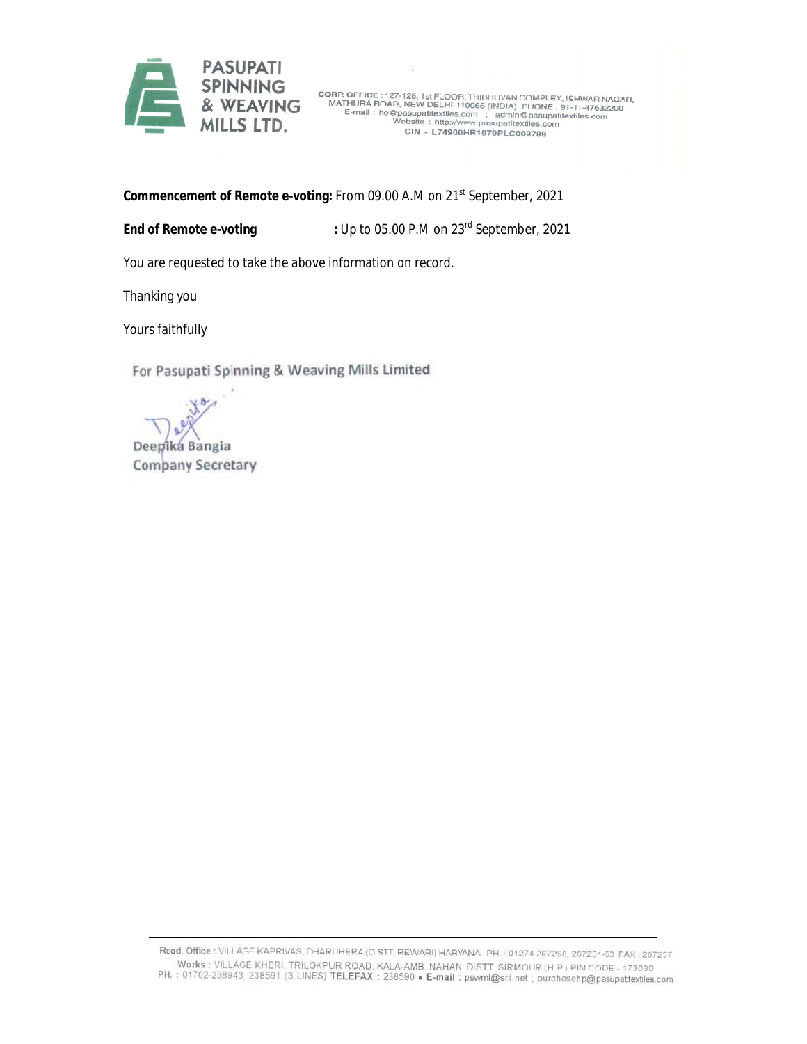**PASUPATI SPINNING & WEAVING MILLS LTD.**

CORP. OFFICE : 127-128, Ist FLOOR, THIBHUVAN COMPLEX, ISHWAR NAGAR, MATHURA ROAD, NEW DELHI-110065 (INDIA) PHONE : 91-11-47632200
E-mail : ho@pasupatitextiles.com ; admin@pasupatitextiles.com
Website : http://www.pasupatitextiles.com
CIN - L74900HR1979PLC009789

**Commencement of Remote e-voting:** From 09.00 A.M on 21st September, 2021

**End of Remote e-voting** **:** Up to 05.00 P.M on 23rd September, 2021

You are requested to take the above information on record.

Thanking you

Yours faithfully

For Pasupati Spinning & Weaving Mills Limited

Deepika Bangia
Company Secretary

Regd. Office : VILLAGE KAPRIVAS, DHARUHERA (DISTT. REWARI) HARYANA. PH. : 01274 267258, 267251-53 FAX : 267257
Works : VILLAGE KHERI, TRILOKPUR ROAD, KALA-AMB. NAHAN. DISTT. SIRMOUR (H.P.) PIN CODE - 173030
PH. : 01702-238943, 238591 (3 LINES) TELEFAX : 238590 • E-mail : pswml@sril.net ; purchasehp@pasupatitextiles.com